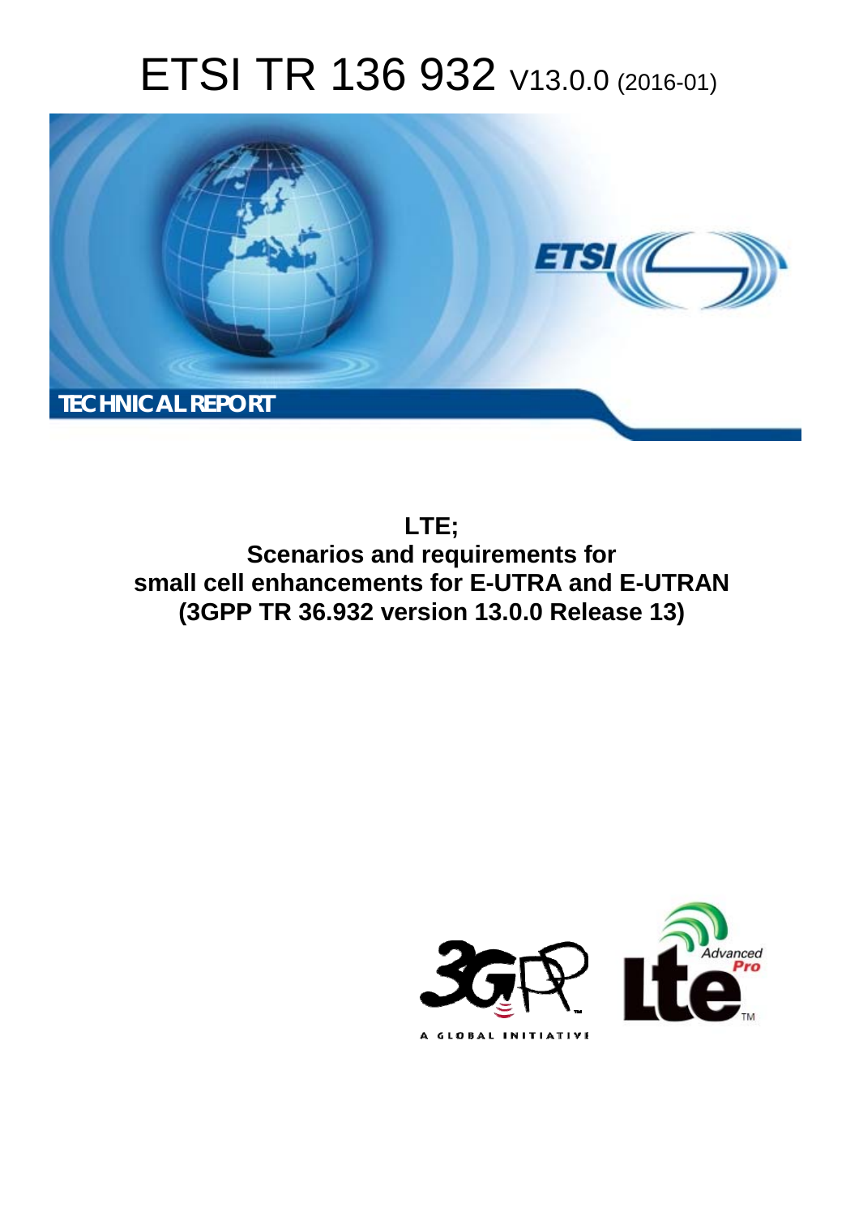# ETSI TR 136 932 V13.0.0 (2016-01)

TECHNICAL REPORT

**LTE;**
**Scenarios and requirements for small cell enhancements for E-UTRA and E-UTRAN**
**(3GPP TR 36.932 version 13.0.0 Release 13)**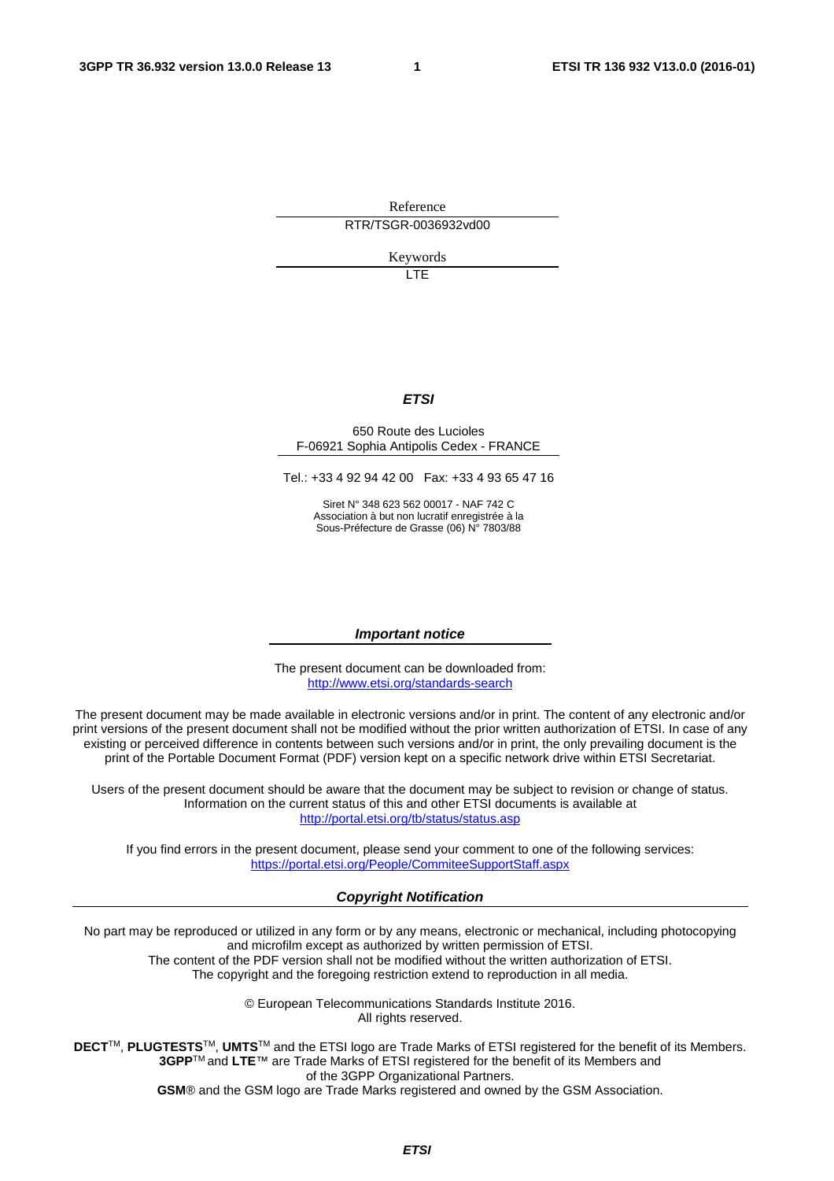Reference

RTR/TSGR-0036932vd00

Keywords

LTE

***ETSI***

650 Route des Lucioles
F-06921 Sophia Antipolis Cedex - FRANCE

Tel.: +33 4 92 94 42 00 Fax: +33 4 93 65 47 16

Siret N° 348 623 562 00017 - NAF 742 C
Association à but non lucratif enregistrée à la
Sous-Préfecture de Grasse (06) N° 7803/88

***Important notice***

The present document can be downloaded from:
http://www.etsi.org/standards-search

The present document may be made available in electronic versions and/or in print. The content of any electronic and/or print versions of the present document shall not be modified without the prior written authorization of ETSI. In case of any existing or perceived difference in contents between such versions and/or in print, the only prevailing document is the print of the Portable Document Format (PDF) version kept on a specific network drive within ETSI Secretariat.

Users of the present document should be aware that the document may be subject to revision or change of status. Information on the current status of this and other ETSI documents is available at
http://portal.etsi.org/tb/status/status.asp

If you find errors in the present document, please send your comment to one of the following services:
https://portal.etsi.org/People/CommiteeSupportStaff.aspx

***Copyright Notification***

No part may be reproduced or utilized in any form or by any means, electronic or mechanical, including photocopying and microfilm except as authorized by written permission of ETSI.
The content of the PDF version shall not be modified without the written authorization of ETSI.
The copyright and the foregoing restriction extend to reproduction in all media.

© European Telecommunications Standards Institute 2016.
All rights reserved.

**DECT**™, **PLUGTESTS**™, **UMTS**™ and the ETSI logo are Trade Marks of ETSI registered for the benefit of its Members.
**3GPP**™ and **LTE**™ are Trade Marks of ETSI registered for the benefit of its Members and of the 3GPP Organizational Partners.
**GSM**® and the GSM logo are Trade Marks registered and owned by the GSM Association.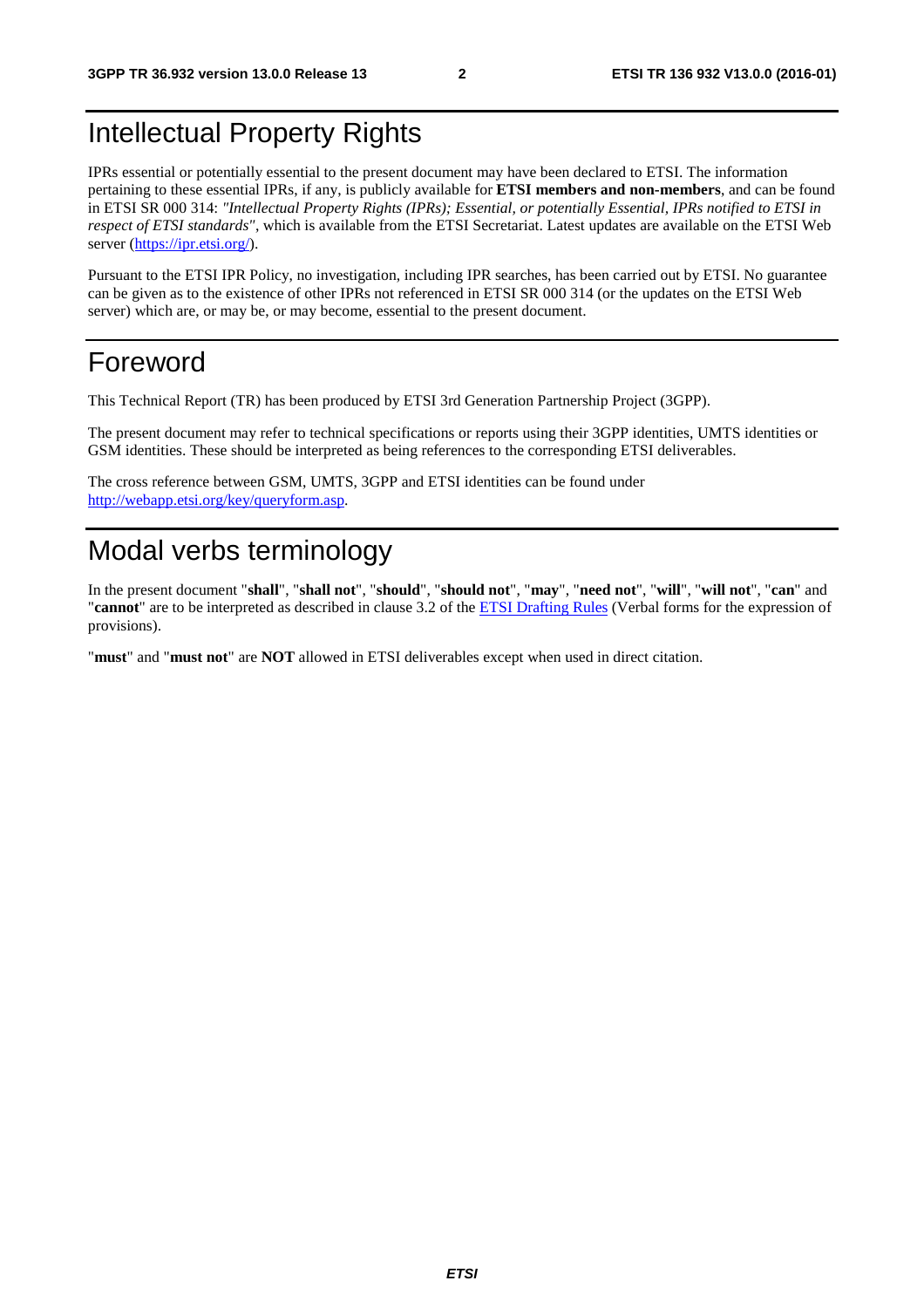# Intellectual Property Rights

IPRs essential or potentially essential to the present document may have been declared to ETSI. The information pertaining to these essential IPRs, if any, is publicly available for **ETSI members and non-members**, and can be found in ETSI SR 000 314: *"Intellectual Property Rights (IPRs); Essential, or potentially Essential, IPRs notified to ETSI in respect of ETSI standards"*, which is available from the ETSI Secretariat. Latest updates are available on the ETSI Web server (https://ipr.etsi.org/).

Pursuant to the ETSI IPR Policy, no investigation, including IPR searches, has been carried out by ETSI. No guarantee can be given as to the existence of other IPRs not referenced in ETSI SR 000 314 (or the updates on the ETSI Web server) which are, or may be, or may become, essential to the present document.

# Foreword

This Technical Report (TR) has been produced by ETSI 3rd Generation Partnership Project (3GPP).

The present document may refer to technical specifications or reports using their 3GPP identities, UMTS identities or GSM identities. These should be interpreted as being references to the corresponding ETSI deliverables.

The cross reference between GSM, UMTS, 3GPP and ETSI identities can be found under http://webapp.etsi.org/key/queryform.asp.

# Modal verbs terminology

In the present document "**shall**", "**shall not**", "**should**", "**should not**", "**may**", "**need not**", "**will**", "**will not**", "**can**" and "**cannot**" are to be interpreted as described in clause 3.2 of the ETSI Drafting Rules (Verbal forms for the expression of provisions).

"**must**" and "**must not**" are **NOT** allowed in ETSI deliverables except when used in direct citation.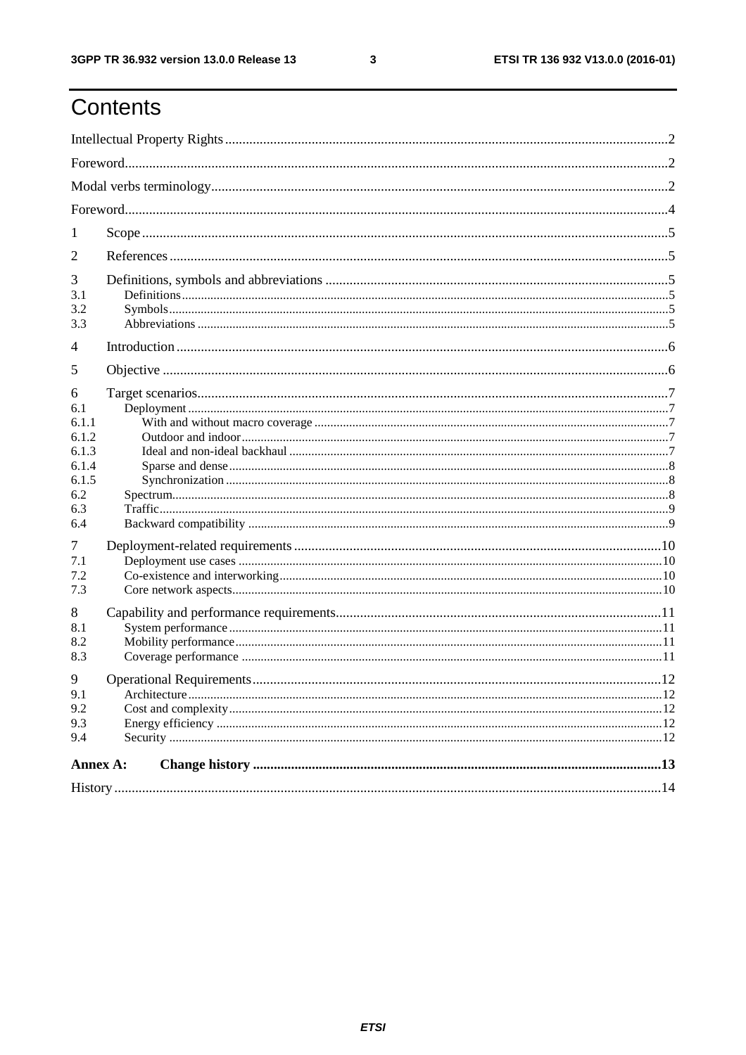# Contents

Intellectual Property Rights ..... 2

Foreword ..... 2

Modal verbs terminology ..... 2

Foreword ..... 4

1 Scope ..... 5

2 References ..... 5

3 Definitions, symbols and abbreviations ..... 5

- 3.1 Definitions ..... 5
- 3.2 Symbols ..... 5
- 3.3 Abbreviations ..... 5

4 Introduction ..... 6

5 Objective ..... 6

6 Target scenarios ..... 7

- 6.1 Deployment ..... 7
  - 6.1.1 With and without macro coverage ..... 7
  - 6.1.2 Outdoor and indoor ..... 7
  - 6.1.3 Ideal and non-ideal backhaul ..... 7
  - 6.1.4 Sparse and dense ..... 8
  - 6.1.5 Synchronization ..... 8
- 6.2 Spectrum ..... 8
- 6.3 Traffic ..... 9
- 6.4 Backward compatibility ..... 9

7 Deployment-related requirements ..... 10

- 7.1 Deployment use cases ..... 10
- 7.2 Co-existence and interworking ..... 10
- 7.3 Core network aspects ..... 10

8 Capability and performance requirements ..... 11

- 8.1 System performance ..... 11
- 8.2 Mobility performance ..... 11
- 8.3 Coverage performance ..... 11

9 Operational Requirements ..... 12

- 9.1 Architecture ..... 12
- 9.2 Cost and complexity ..... 12
- 9.3 Energy efficiency ..... 12
- 9.4 Security ..... 12

**Annex A: Change history ..... 13**

History ..... 14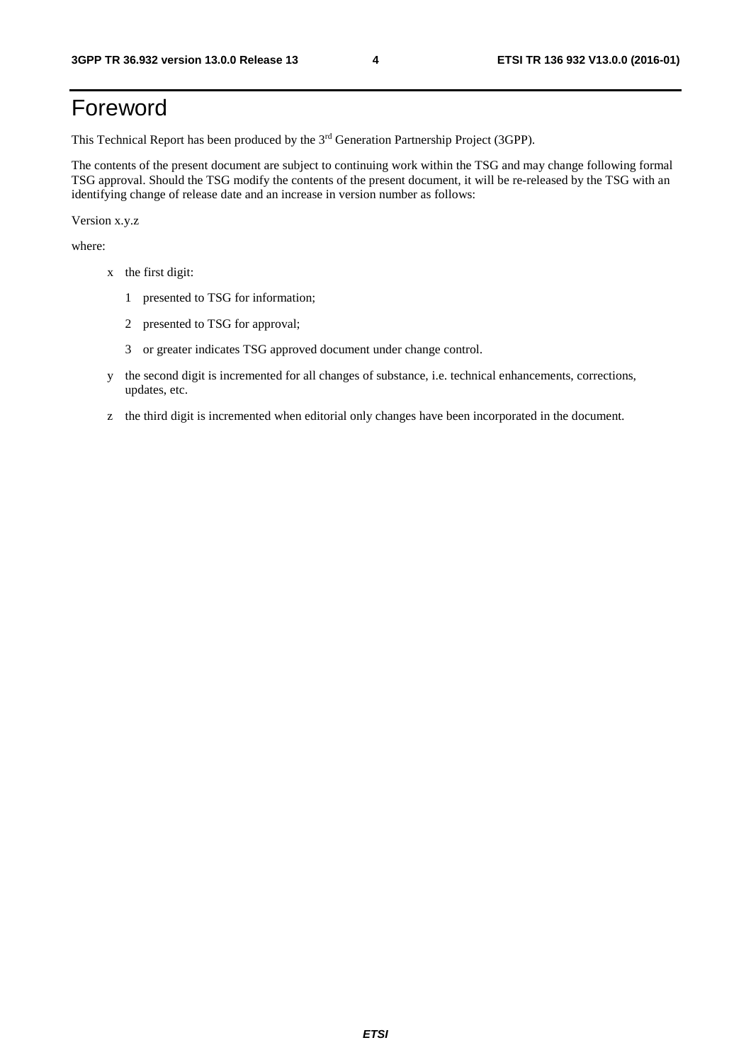# Foreword

This Technical Report has been produced by the 3rd Generation Partnership Project (3GPP).

The contents of the present document are subject to continuing work within the TSG and may change following formal TSG approval. Should the TSG modify the contents of the present document, it will be re-released by the TSG with an identifying change of release date and an increase in version number as follows:

Version x.y.z

where:

- x the first digit:
  - 1 presented to TSG for information;
  - 2 presented to TSG for approval;
  - 3 or greater indicates TSG approved document under change control.
- y the second digit is incremented for all changes of substance, i.e. technical enhancements, corrections, updates, etc.
- z the third digit is incremented when editorial only changes have been incorporated in the document.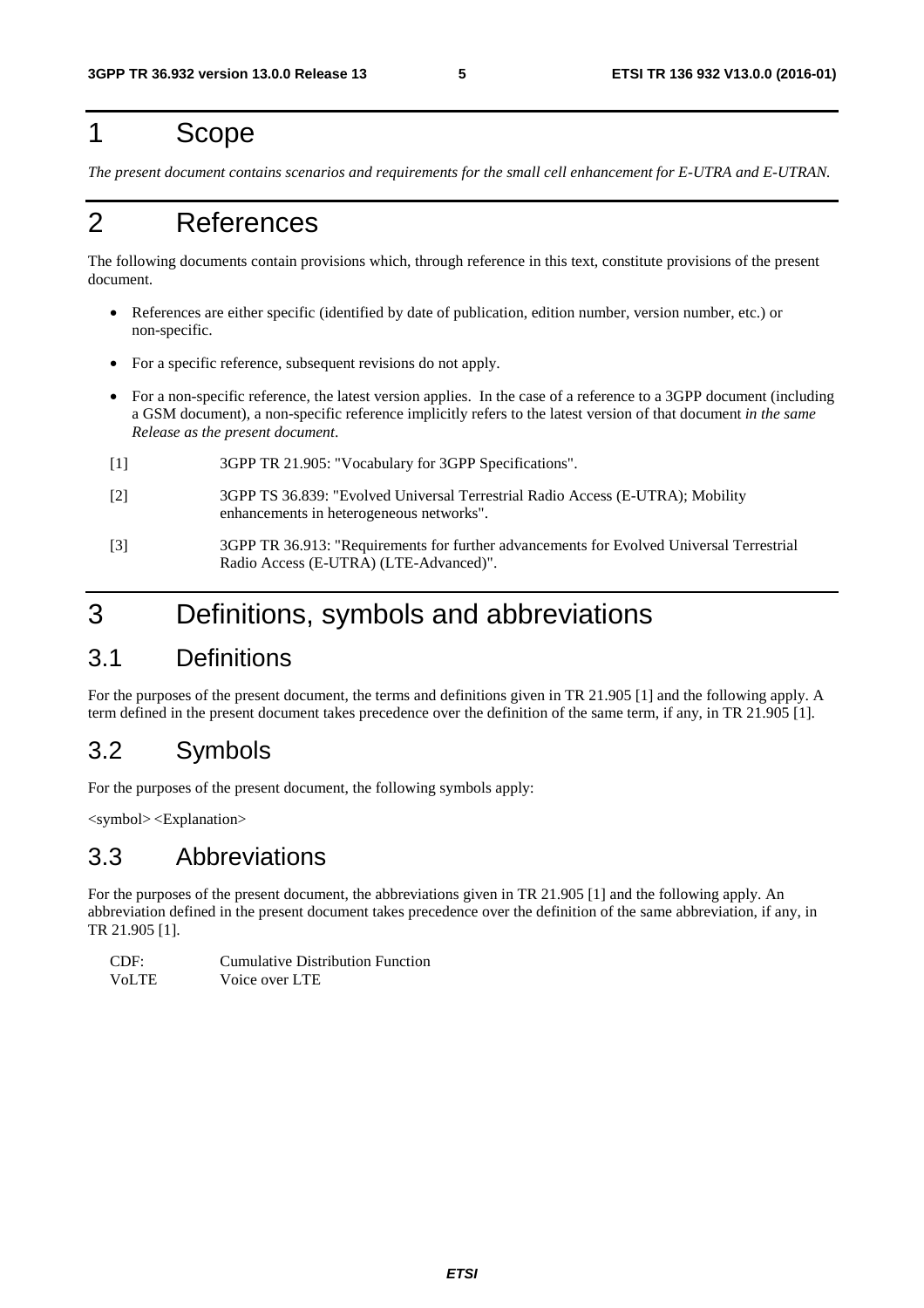# 1 Scope

*The present document contains scenarios and requirements for the small cell enhancement for E-UTRA and E-UTRAN.*

# 2 References

The following documents contain provisions which, through reference in this text, constitute provisions of the present document.

- References are either specific (identified by date of publication, edition number, version number, etc.) or non-specific.
- For a specific reference, subsequent revisions do not apply.
- For a non-specific reference, the latest version applies. In the case of a reference to a 3GPP document (including a GSM document), a non-specific reference implicitly refers to the latest version of that document *in the same Release as the present document*.

[1] 3GPP TR 21.905: "Vocabulary for 3GPP Specifications".

[2] 3GPP TS 36.839: "Evolved Universal Terrestrial Radio Access (E-UTRA); Mobility enhancements in heterogeneous networks".

[3] 3GPP TR 36.913: "Requirements for further advancements for Evolved Universal Terrestrial Radio Access (E-UTRA) (LTE-Advanced)".

# 3 Definitions, symbols and abbreviations

## 3.1 Definitions

For the purposes of the present document, the terms and definitions given in TR 21.905 [1] and the following apply. A term defined in the present document takes precedence over the definition of the same term, if any, in TR 21.905 [1].

## 3.2 Symbols

For the purposes of the present document, the following symbols apply:

<symbol> <Explanation>

## 3.3 Abbreviations

For the purposes of the present document, the abbreviations given in TR 21.905 [1] and the following apply. An abbreviation defined in the present document takes precedence over the definition of the same abbreviation, if any, in TR 21.905 [1].

CDF: Cumulative Distribution Function
VoLTE Voice over LTE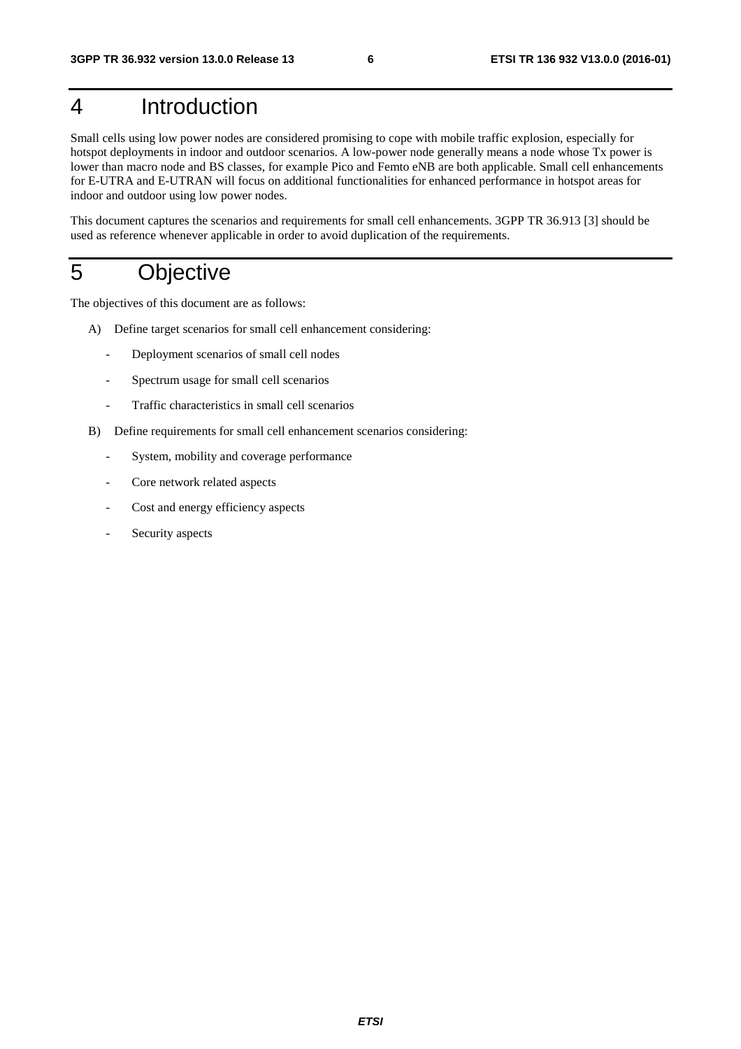# 4 Introduction

Small cells using low power nodes are considered promising to cope with mobile traffic explosion, especially for hotspot deployments in indoor and outdoor scenarios. A low-power node generally means a node whose Tx power is lower than macro node and BS classes, for example Pico and Femto eNB are both applicable. Small cell enhancements for E-UTRA and E-UTRAN will focus on additional functionalities for enhanced performance in hotspot areas for indoor and outdoor using low power nodes.

This document captures the scenarios and requirements for small cell enhancements. 3GPP TR 36.913 [3] should be used as reference whenever applicable in order to avoid duplication of the requirements.

# 5 Objective

The objectives of this document are as follows:

A) Define target scenarios for small cell enhancement considering:

- Deployment scenarios of small cell nodes
- Spectrum usage for small cell scenarios
- Traffic characteristics in small cell scenarios

B) Define requirements for small cell enhancement scenarios considering:

- System, mobility and coverage performance
- Core network related aspects
- Cost and energy efficiency aspects
- Security aspects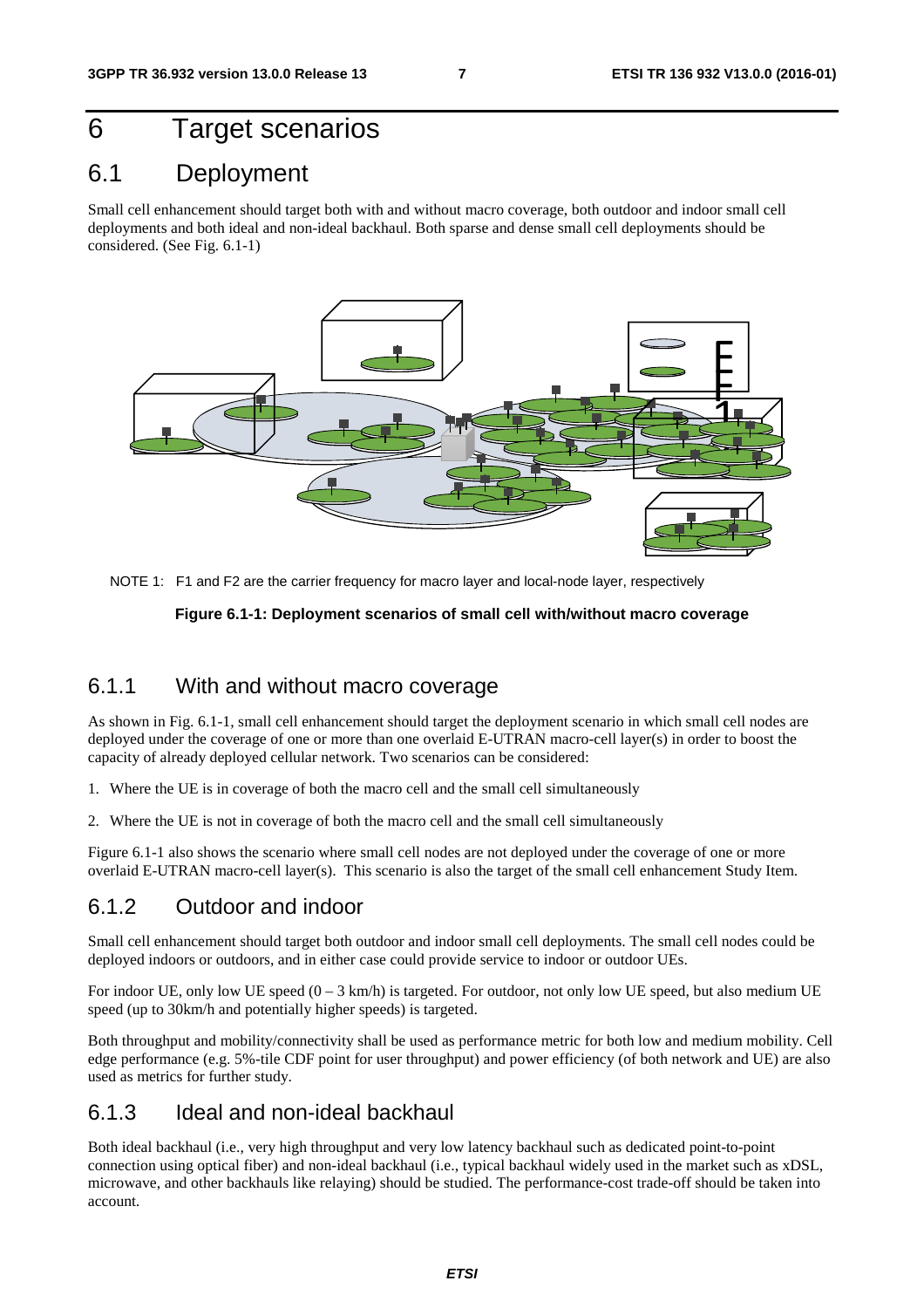# 6 Target scenarios

## 6.1 Deployment

Small cell enhancement should target both with and without macro coverage, both outdoor and indoor small cell deployments and both ideal and non-ideal backhaul. Both sparse and dense small cell deployments should be considered. (See Fig. 6.1-1)

NOTE 1: F1 and F2 are the carrier frequency for macro layer and local-node layer, respectively

**Figure 6.1-1: Deployment scenarios of small cell with/without macro coverage**

### 6.1.1 With and without macro coverage

As shown in Fig. 6.1-1, small cell enhancement should target the deployment scenario in which small cell nodes are deployed under the coverage of one or more than one overlaid E-UTRAN macro-cell layer(s) in order to boost the capacity of already deployed cellular network. Two scenarios can be considered:

1. Where the UE is in coverage of both the macro cell and the small cell simultaneously
2. Where the UE is not in coverage of both the macro cell and the small cell simultaneously

Figure 6.1-1 also shows the scenario where small cell nodes are not deployed under the coverage of one or more overlaid E-UTRAN macro-cell layer(s). This scenario is also the target of the small cell enhancement Study Item.

### 6.1.2 Outdoor and indoor

Small cell enhancement should target both outdoor and indoor small cell deployments. The small cell nodes could be deployed indoors or outdoors, and in either case could provide service to indoor or outdoor UEs.

For indoor UE, only low UE speed (0 – 3 km/h) is targeted. For outdoor, not only low UE speed, but also medium UE speed (up to 30km/h and potentially higher speeds) is targeted.

Both throughput and mobility/connectivity shall be used as performance metric for both low and medium mobility. Cell edge performance (e.g. 5%-tile CDF point for user throughput) and power efficiency (of both network and UE) are also used as metrics for further study.

### 6.1.3 Ideal and non-ideal backhaul

Both ideal backhaul (i.e., very high throughput and very low latency backhaul such as dedicated point-to-point connection using optical fiber) and non-ideal backhaul (i.e., typical backhaul widely used in the market such as xDSL, microwave, and other backhauls like relaying) should be studied. The performance-cost trade-off should be taken into account.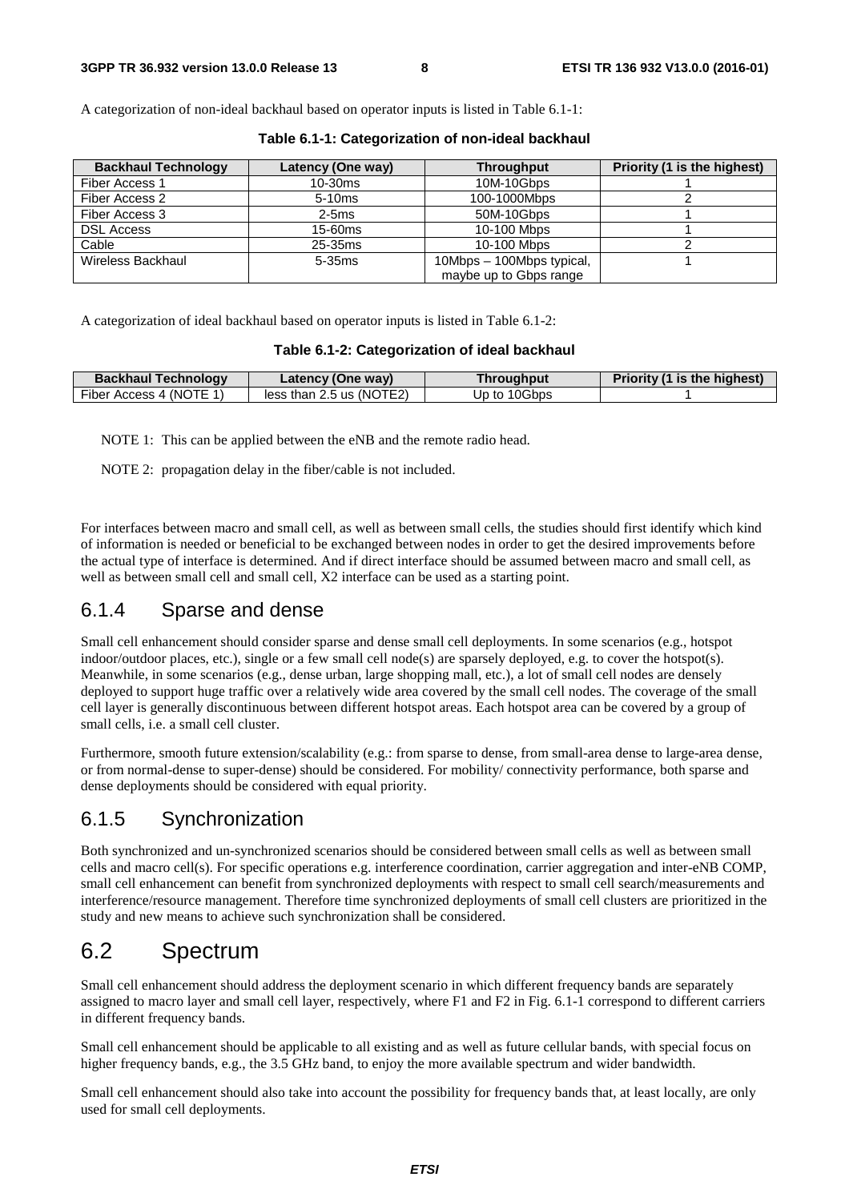A categorization of non-ideal backhaul based on operator inputs is listed in Table 6.1-1:

**Table 6.1-1: Categorization of non-ideal backhaul**

| Backhaul Technology | Latency (One way) | Throughput | Priority (1 is the highest) |
|---|---|---|---|
| Fiber Access 1 | 10-30ms | 10M-10Gbps | 1 |
| Fiber Access 2 | 5-10ms | 100-1000Mbps | 2 |
| Fiber Access 3 | 2-5ms | 50M-10Gbps | 1 |
| DSL Access | 15-60ms | 10-100 Mbps | 1 |
| Cable | 25-35ms | 10-100 Mbps | 2 |
| Wireless Backhaul | 5-35ms | 10Mbps – 100Mbps typical, maybe up to Gbps range | 1 |

A categorization of ideal backhaul based on operator inputs is listed in Table 6.1-2:

**Table 6.1-2: Categorization of ideal backhaul**

| Backhaul Technology | Latency (One way) | Throughput | Priority (1 is the highest) |
|---|---|---|---|
| Fiber Access 4 (NOTE 1) | less than 2.5 us (NOTE2) | Up to 10Gbps | 1 |

NOTE 1: This can be applied between the eNB and the remote radio head.

NOTE 2: propagation delay in the fiber/cable is not included.

For interfaces between macro and small cell, as well as between small cells, the studies should first identify which kind of information is needed or beneficial to be exchanged between nodes in order to get the desired improvements before the actual type of interface is determined. And if direct interface should be assumed between macro and small cell, as well as between small cell and small cell, X2 interface can be used as a starting point.

### 6.1.4 Sparse and dense

Small cell enhancement should consider sparse and dense small cell deployments. In some scenarios (e.g., hotspot indoor/outdoor places, etc.), single or a few small cell node(s) are sparsely deployed, e.g. to cover the hotspot(s). Meanwhile, in some scenarios (e.g., dense urban, large shopping mall, etc.), a lot of small cell nodes are densely deployed to support huge traffic over a relatively wide area covered by the small cell nodes. The coverage of the small cell layer is generally discontinuous between different hotspot areas. Each hotspot area can be covered by a group of small cells, i.e. a small cell cluster.

Furthermore, smooth future extension/scalability (e.g.: from sparse to dense, from small-area dense to large-area dense, or from normal-dense to super-dense) should be considered. For mobility/ connectivity performance, both sparse and dense deployments should be considered with equal priority.

### 6.1.5 Synchronization

Both synchronized and un-synchronized scenarios should be considered between small cells as well as between small cells and macro cell(s). For specific operations e.g. interference coordination, carrier aggregation and inter-eNB COMP, small cell enhancement can benefit from synchronized deployments with respect to small cell search/measurements and interference/resource management. Therefore time synchronized deployments of small cell clusters are prioritized in the study and new means to achieve such synchronization shall be considered.

## 6.2 Spectrum

Small cell enhancement should address the deployment scenario in which different frequency bands are separately assigned to macro layer and small cell layer, respectively, where F1 and F2 in Fig. 6.1-1 correspond to different carriers in different frequency bands.

Small cell enhancement should be applicable to all existing and as well as future cellular bands, with special focus on higher frequency bands, e.g., the 3.5 GHz band, to enjoy the more available spectrum and wider bandwidth.

Small cell enhancement should also take into account the possibility for frequency bands that, at least locally, are only used for small cell deployments.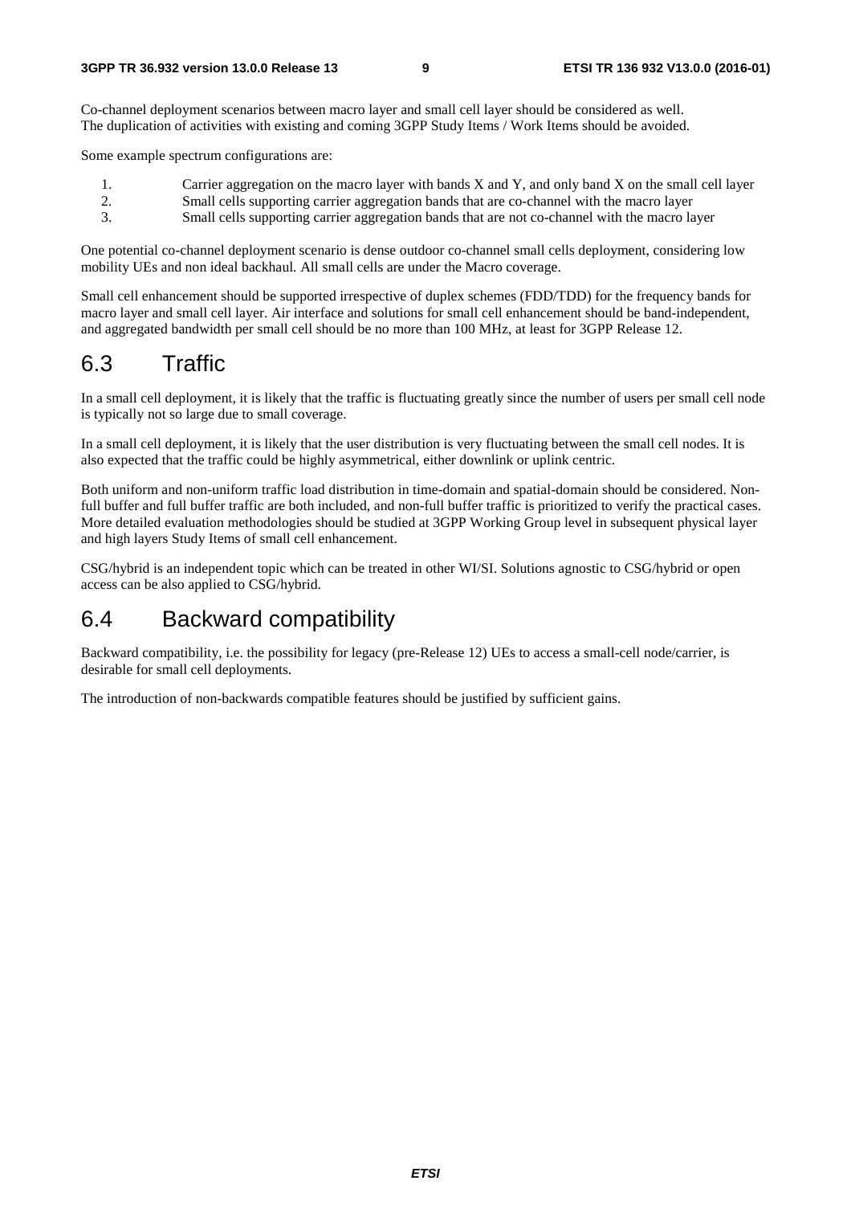Co-channel deployment scenarios between macro layer and small cell layer should be considered as well. The duplication of activities with existing and coming 3GPP Study Items / Work Items should be avoided.

Some example spectrum configurations are:

1. Carrier aggregation on the macro layer with bands X and Y, and only band X on the small cell layer
2. Small cells supporting carrier aggregation bands that are co-channel with the macro layer
3. Small cells supporting carrier aggregation bands that are not co-channel with the macro layer

One potential co-channel deployment scenario is dense outdoor co-channel small cells deployment, considering low mobility UEs and non ideal backhaul. All small cells are under the Macro coverage.

Small cell enhancement should be supported irrespective of duplex schemes (FDD/TDD) for the frequency bands for macro layer and small cell layer. Air interface and solutions for small cell enhancement should be band-independent, and aggregated bandwidth per small cell should be no more than 100 MHz, at least for 3GPP Release 12.

## 6.3 Traffic

In a small cell deployment, it is likely that the traffic is fluctuating greatly since the number of users per small cell node is typically not so large due to small coverage.

In a small cell deployment, it is likely that the user distribution is very fluctuating between the small cell nodes. It is also expected that the traffic could be highly asymmetrical, either downlink or uplink centric.

Both uniform and non-uniform traffic load distribution in time-domain and spatial-domain should be considered. Non-full buffer and full buffer traffic are both included, and non-full buffer traffic is prioritized to verify the practical cases. More detailed evaluation methodologies should be studied at 3GPP Working Group level in subsequent physical layer and high layers Study Items of small cell enhancement.

CSG/hybrid is an independent topic which can be treated in other WI/SI. Solutions agnostic to CSG/hybrid or open access can be also applied to CSG/hybrid.

## 6.4 Backward compatibility

Backward compatibility, i.e. the possibility for legacy (pre-Release 12) UEs to access a small-cell node/carrier, is desirable for small cell deployments.

The introduction of non-backwards compatible features should be justified by sufficient gains.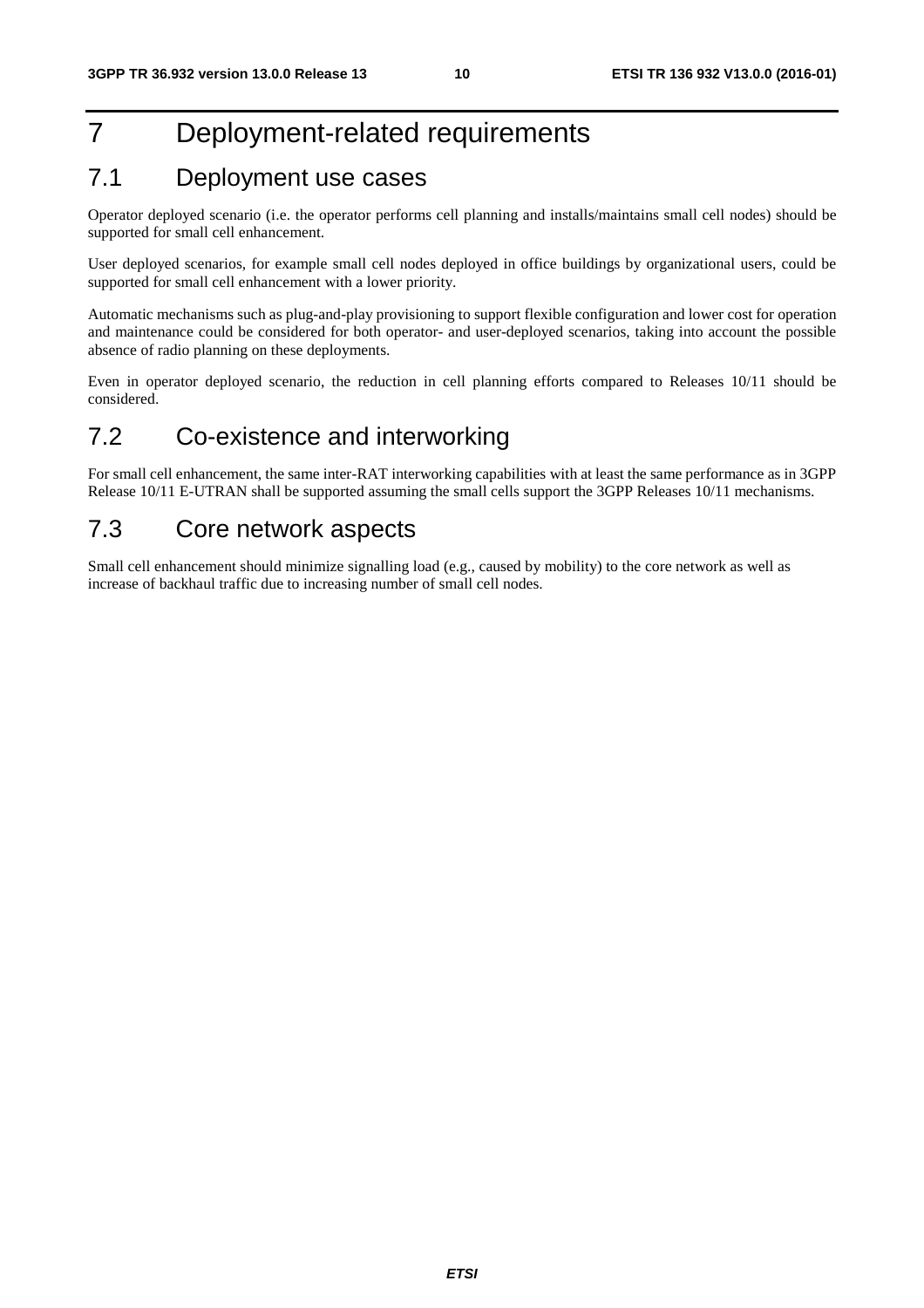# 7 Deployment-related requirements

## 7.1 Deployment use cases

Operator deployed scenario (i.e. the operator performs cell planning and installs/maintains small cell nodes) should be supported for small cell enhancement.

User deployed scenarios, for example small cell nodes deployed in office buildings by organizational users, could be supported for small cell enhancement with a lower priority.

Automatic mechanisms such as plug-and-play provisioning to support flexible configuration and lower cost for operation and maintenance could be considered for both operator- and user-deployed scenarios, taking into account the possible absence of radio planning on these deployments.

Even in operator deployed scenario, the reduction in cell planning efforts compared to Releases 10/11 should be considered.

## 7.2 Co-existence and interworking

For small cell enhancement, the same inter-RAT interworking capabilities with at least the same performance as in 3GPP Release 10/11 E-UTRAN shall be supported assuming the small cells support the 3GPP Releases 10/11 mechanisms.

## 7.3 Core network aspects

Small cell enhancement should minimize signalling load (e.g., caused by mobility) to the core network as well as increase of backhaul traffic due to increasing number of small cell nodes.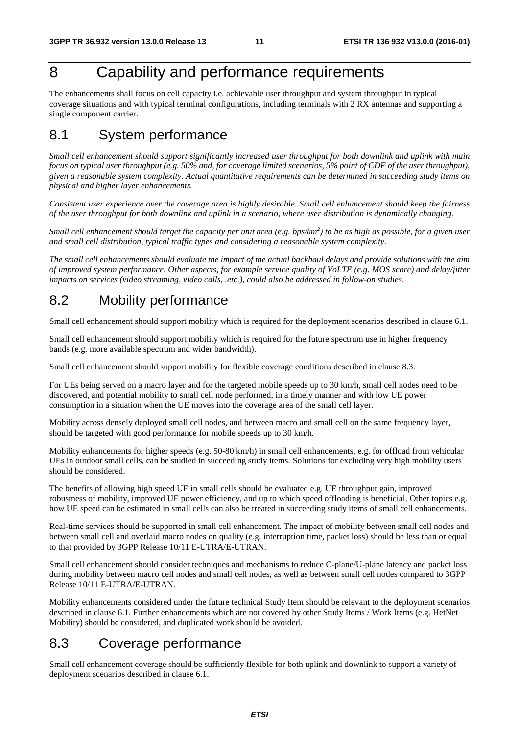# 8 Capability and performance requirements

The enhancements shall focus on cell capacity i.e. achievable user throughput and system throughput in typical coverage situations and with typical terminal configurations, including terminals with 2 RX antennas and supporting a single component carrier.

## 8.1 System performance

*Small cell enhancement should support significantly increased user throughput for both downlink and uplink with main focus on typical user throughput (e.g. 50% and, for coverage limited scenarios, 5% point of CDF of the user throughput), given a reasonable system complexity. Actual quantitative requirements can be determined in succeeding study items on physical and higher layer enhancements.*

*Consistent user experience over the coverage area is highly desirable. Small cell enhancement should keep the fairness of the user throughput for both downlink and uplink in a scenario, where user distribution is dynamically changing.*

*Small cell enhancement should target the capacity per unit area (e.g. bps/km$^2$) to be as high as possible, for a given user and small cell distribution, typical traffic types and considering a reasonable system complexity.*

*The small cell enhancements should evaluate the impact of the actual backhaul delays and provide solutions with the aim of improved system performance. Other aspects, for example service quality of VoLTE (e.g. MOS score) and delay/jitter impacts on services (video streaming, video calls, .etc.), could also be addressed in follow-on studies.*

## 8.2 Mobility performance

Small cell enhancement should support mobility which is required for the deployment scenarios described in clause 6.1.

Small cell enhancement should support mobility which is required for the future spectrum use in higher frequency bands (e.g. more available spectrum and wider bandwidth).

Small cell enhancement should support mobility for flexible coverage conditions described in clause 8.3.

For UEs being served on a macro layer and for the targeted mobile speeds up to 30 km/h, small cell nodes need to be discovered, and potential mobility to small cell node performed, in a timely manner and with low UE power consumption in a situation when the UE moves into the coverage area of the small cell layer.

Mobility across densely deployed small cell nodes, and between macro and small cell on the same frequency layer, should be targeted with good performance for mobile speeds up to 30 km/h.

Mobility enhancements for higher speeds (e.g. 50-80 km/h) in small cell enhancements, e.g. for offload from vehicular UEs in outdoor small cells, can be studied in succeeding study items. Solutions for excluding very high mobility users should be considered.

The benefits of allowing high speed UE in small cells should be evaluated e.g. UE throughput gain, improved robustness of mobility, improved UE power efficiency, and up to which speed offloading is beneficial. Other topics e.g. how UE speed can be estimated in small cells can also be treated in succeeding study items of small cell enhancements.

Real-time services should be supported in small cell enhancement. The impact of mobility between small cell nodes and between small cell and overlaid macro nodes on quality (e.g. interruption time, packet loss) should be less than or equal to that provided by 3GPP Release 10/11 E-UTRA/E-UTRAN.

Small cell enhancement should consider techniques and mechanisms to reduce C-plane/U-plane latency and packet loss during mobility between macro cell nodes and small cell nodes, as well as between small cell nodes compared to 3GPP Release 10/11 E-UTRA/E-UTRAN.

Mobility enhancements considered under the future technical Study Item should be relevant to the deployment scenarios described in clause 6.1. Further enhancements which are not covered by other Study Items / Work Items (e.g. HetNet Mobility) should be considered, and duplicated work should be avoided.

## 8.3 Coverage performance

Small cell enhancement coverage should be sufficiently flexible for both uplink and downlink to support a variety of deployment scenarios described in clause 6.1.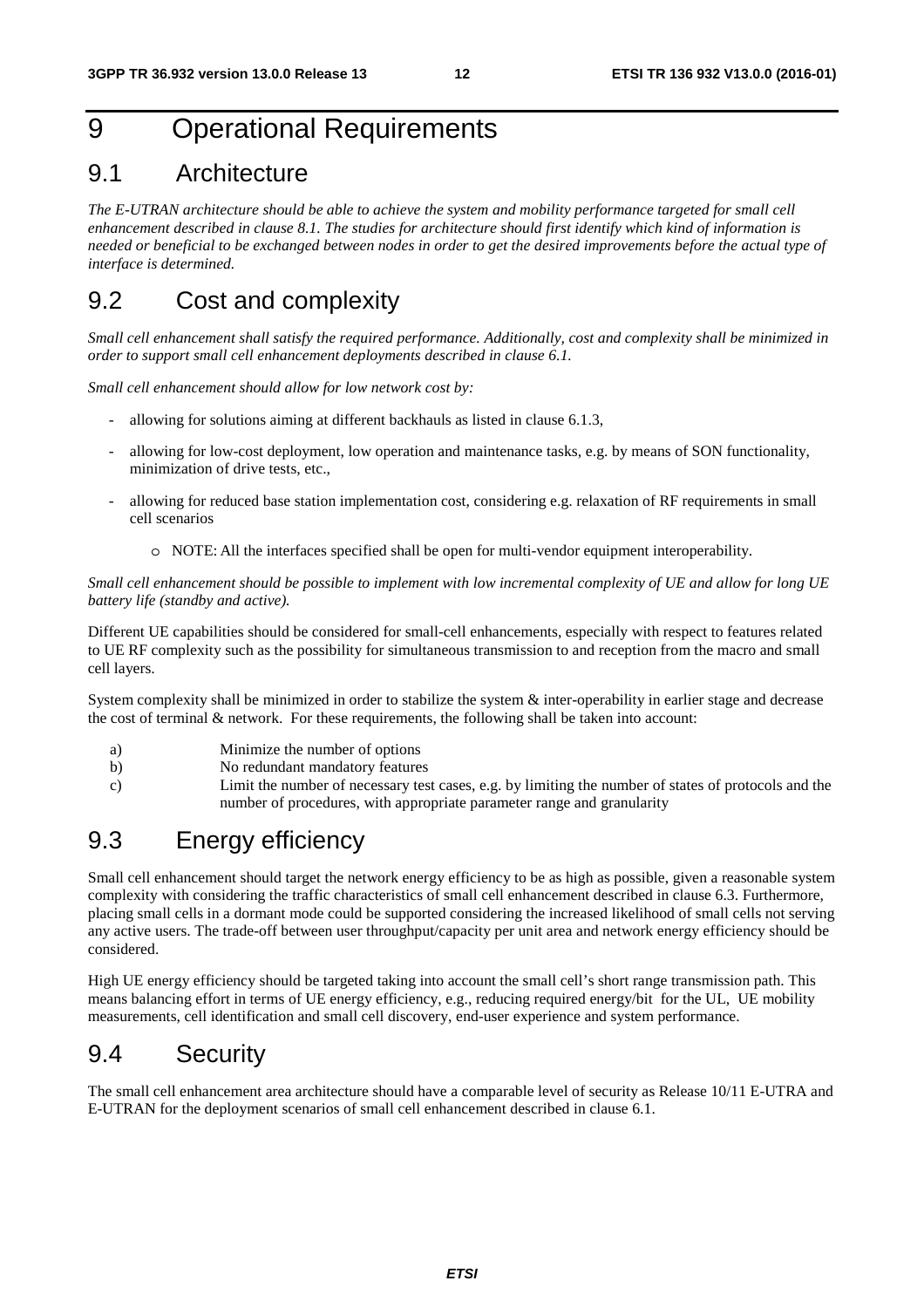# 9 Operational Requirements

## 9.1 Architecture

*The E-UTRAN architecture should be able to achieve the system and mobility performance targeted for small cell enhancement described in clause 8.1. The studies for architecture should first identify which kind of information is needed or beneficial to be exchanged between nodes in order to get the desired improvements before the actual type of interface is determined.*

## 9.2 Cost and complexity

*Small cell enhancement shall satisfy the required performance. Additionally, cost and complexity shall be minimized in order to support small cell enhancement deployments described in clause 6.1.*

*Small cell enhancement should allow for low network cost by:*

- allowing for solutions aiming at different backhauls as listed in clause 6.1.3,
- allowing for low-cost deployment, low operation and maintenance tasks, e.g. by means of SON functionality, minimization of drive tests, etc.,
- allowing for reduced base station implementation cost, considering e.g. relaxation of RF requirements in small cell scenarios
    - NOTE: All the interfaces specified shall be open for multi-vendor equipment interoperability.

*Small cell enhancement should be possible to implement with low incremental complexity of UE and allow for long UE battery life (standby and active).*

Different UE capabilities should be considered for small-cell enhancements, especially with respect to features related to UE RF complexity such as the possibility for simultaneous transmission to and reception from the macro and small cell layers.

System complexity shall be minimized in order to stabilize the system & inter-operability in earlier stage and decrease the cost of terminal & network. For these requirements, the following shall be taken into account:

a) Minimize the number of options

b) No redundant mandatory features

c) Limit the number of necessary test cases, e.g. by limiting the number of states of protocols and the number of procedures, with appropriate parameter range and granularity

## 9.3 Energy efficiency

Small cell enhancement should target the network energy efficiency to be as high as possible, given a reasonable system complexity with considering the traffic characteristics of small cell enhancement described in clause 6.3. Furthermore, placing small cells in a dormant mode could be supported considering the increased likelihood of small cells not serving any active users. The trade-off between user throughput/capacity per unit area and network energy efficiency should be considered.

High UE energy efficiency should be targeted taking into account the small cell's short range transmission path. This means balancing effort in terms of UE energy efficiency, e.g., reducing required energy/bit for the UL, UE mobility measurements, cell identification and small cell discovery, end-user experience and system performance.

## 9.4 Security

The small cell enhancement area architecture should have a comparable level of security as Release 10/11 E-UTRA and E-UTRAN for the deployment scenarios of small cell enhancement described in clause 6.1.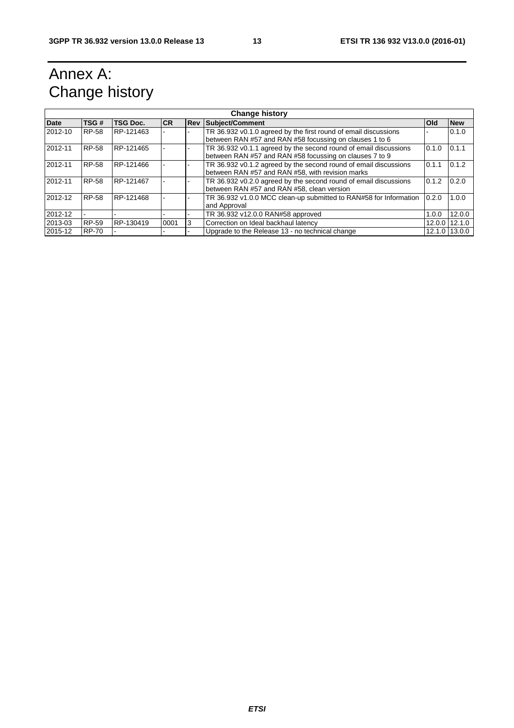# Annex A: Change history

| Change history | | | | | | | |
|---|---|---|---|---|---|---|---|
| **Date** | **TSG #** | **TSG Doc.** | **CR** | **Rev** | **Subject/Comment** | **Old** | **New** |
| 2012-10 | RP-58 | RP-121463 | - | - | TR 36.932 v0.1.0 agreed by the first round of email discussions between RAN #57 and RAN #58 focussing on clauses 1 to 6 | - | 0.1.0 |
| 2012-11 | RP-58 | RP-121465 | - | - | TR 36.932 v0.1.1 agreed by the second round of email discussions between RAN #57 and RAN #58 focussing on clauses 7 to 9 | 0.1.0 | 0.1.1 |
| 2012-11 | RP-58 | RP-121466 | - | - | TR 36.932 v0.1.2 agreed by the second round of email discussions between RAN #57 and RAN #58, with revision marks | 0.1.1 | 0.1.2 |
| 2012-11 | RP-58 | RP-121467 | - | - | TR 36.932 v0.2.0 agreed by the second round of email discussions between RAN #57 and RAN #58, clean version | 0.1.2 | 0.2.0 |
| 2012-12 | RP-58 | RP-121468 | - | - | TR 36.932 v1.0.0 MCC clean-up submitted to RAN#58 for Information and Approval | 0.2.0 | 1.0.0 |
| 2012-12 | - | - | - | - | TR 36.932 v12.0.0 RAN#58 approved | 1.0.0 | 12.0.0 |
| 2013-03 | RP-59 | RP-130419 | 0001 | 3 | Correction on Ideal backhaul latency | 12.0.0 | 12.1.0 |
| 2015-12 | RP-70 | - | - | - | Upgrade to the Release 13 - no technical change | 12.1.0 | 13.0.0 |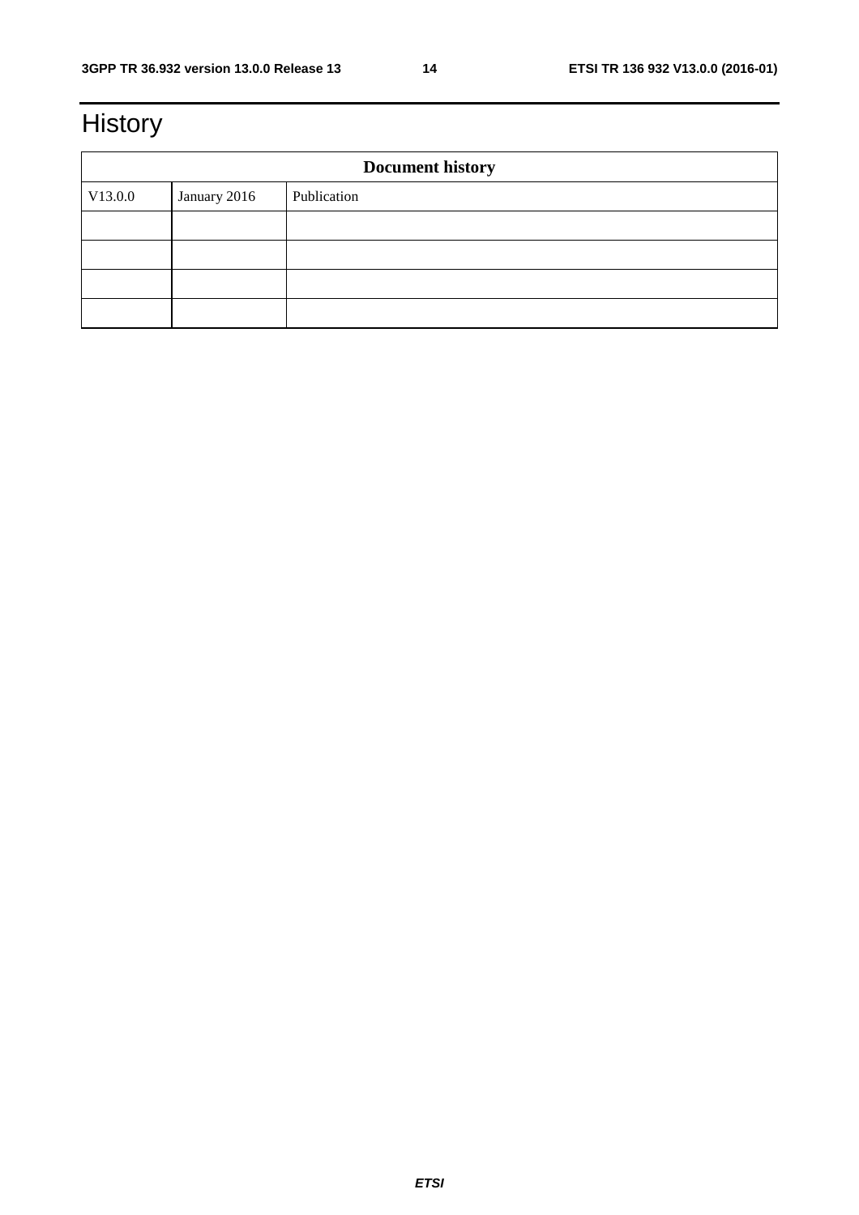# History

| Document history | | |
|---|---|---|
| V13.0.0 | January 2016 | Publication |
| | | |
| | | |
| | | |
| | | |